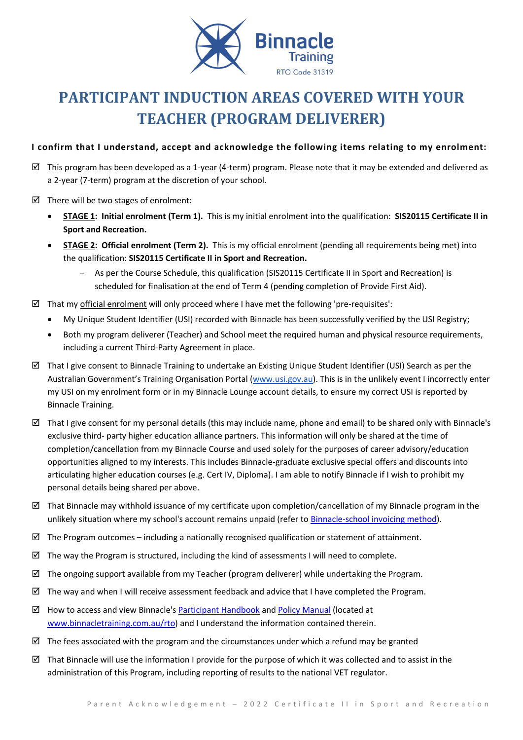Binnacle Training

RTO Code 31319

# PARTICIPANT INDUCTION AREAS COVERED WITH YOUR TEACHER (PROGRAM DELIVERER)

**I confirm that I understand, accept and acknowledge the following items relating to my enrolment:**

- ☑ This program has been developed as a 1-year (4-term) program. Please note that it may be extended and delivered as a 2-year (7-term) program at the discretion of your school.
- ☑ There will be two stages of enrolment:
  - **STAGE 1: Initial enrolment (Term 1).** This is my initial enrolment into the qualification: **SIS20115 Certificate II in Sport and Recreation.**
  - **STAGE 2: Official enrolment (Term 2).** This is my official enrolment (pending all requirements being met) into the qualification: **SIS20115 Certificate II in Sport and Recreation.**
    - As per the Course Schedule, this qualification (SIS20115 Certificate II in Sport and Recreation) is scheduled for finalisation at the end of Term 4 (pending completion of Provide First Aid).
- ☑ That my official enrolment will only proceed where I have met the following 'pre-requisites':
  - My Unique Student Identifier (USI) recorded with Binnacle has been successfully verified by the USI Registry;
  - Both my program deliverer (Teacher) and School meet the required human and physical resource requirements, including a current Third-Party Agreement in place.
- ☑ That I give consent to Binnacle Training to undertake an Existing Unique Student Identifier (USI) Search as per the Australian Government's Training Organisation Portal (www.usi.gov.au). This is in the unlikely event I incorrectly enter my USI on my enrolment form or in my Binnacle Lounge account details, to ensure my correct USI is reported by Binnacle Training.
- ☑ That I give consent for my personal details (this may include name, phone and email) to be shared only with Binnacle's exclusive third- party higher education alliance partners. This information will only be shared at the time of completion/cancellation from my Binnacle Course and used solely for the purposes of career advisory/education opportunities aligned to my interests. This includes Binnacle-graduate exclusive special offers and discounts into articulating higher education courses (e.g. Cert IV, Diploma). I am able to notify Binnacle if I wish to prohibit my personal details being shared per above.
- ☑ That Binnacle may withhold issuance of my certificate upon completion/cancellation of my Binnacle program in the unlikely situation where my school's account remains unpaid (refer to Binnacle-school invoicing method).
- ☑ The Program outcomes – including a nationally recognised qualification or statement of attainment.
- ☑ The way the Program is structured, including the kind of assessments I will need to complete.
- ☑ The ongoing support available from my Teacher (program deliverer) while undertaking the Program.
- ☑ The way and when I will receive assessment feedback and advice that I have completed the Program.
- ☑ How to access and view Binnacle's Participant Handbook and Policy Manual (located at www.binnacletraining.com.au/rto) and I understand the information contained therein.
- ☑ The fees associated with the program and the circumstances under which a refund may be granted
- ☑ That Binnacle will use the information I provide for the purpose of which it was collected and to assist in the administration of this Program, including reporting of results to the national VET regulator.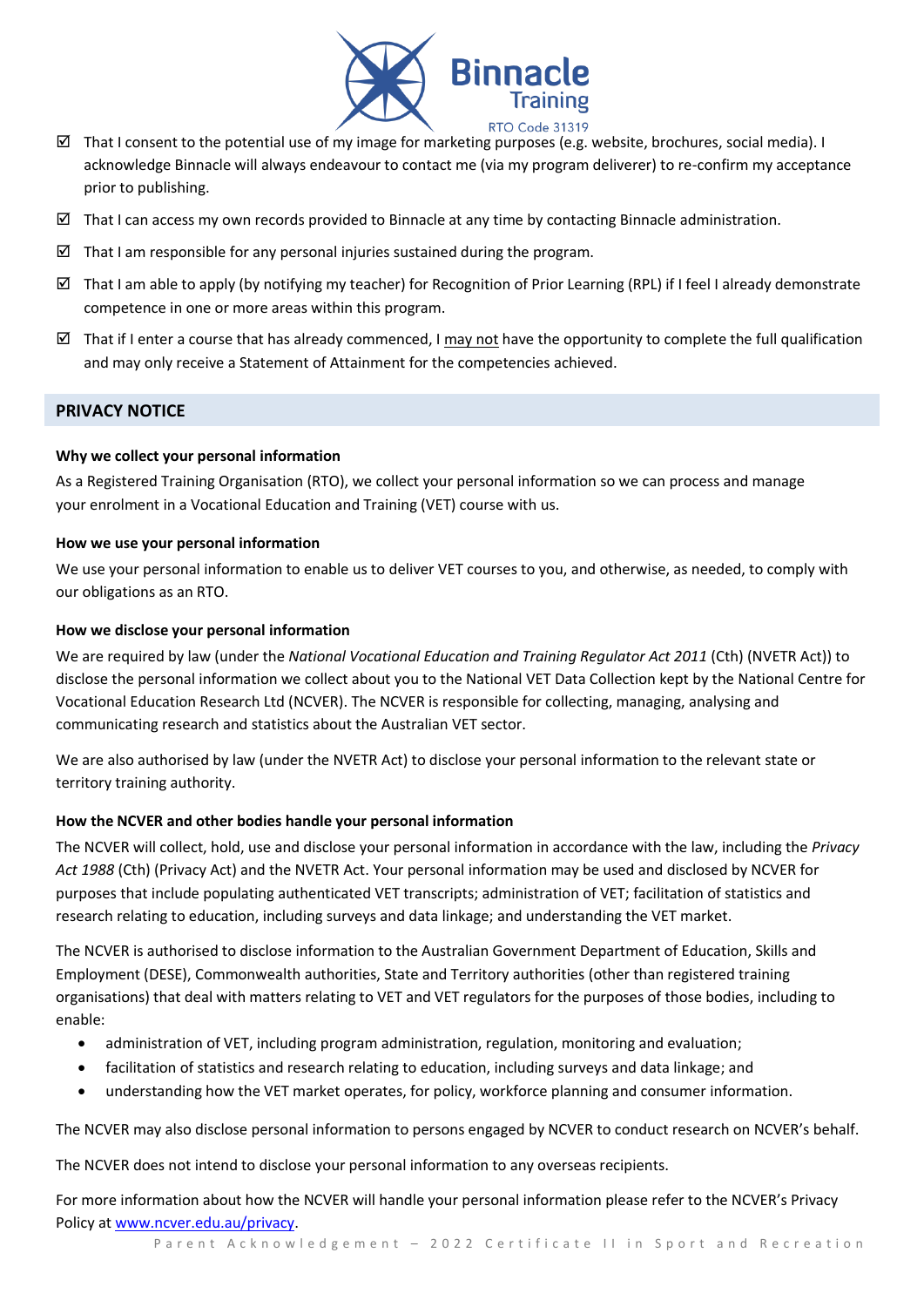- ☑ That I consent to the potential use of my image for marketing purposes (e.g. website, brochures, social media). I acknowledge Binnacle will always endeavour to contact me (via my program deliverer) to re-confirm my acceptance prior to publishing.
- ☑ That I can access my own records provided to Binnacle at any time by contacting Binnacle administration.
- ☑ That I am responsible for any personal injuries sustained during the program.
- ☑ That I am able to apply (by notifying my teacher) for Recognition of Prior Learning (RPL) if I feel I already demonstrate competence in one or more areas within this program.
- ☑ That if I enter a course that has already commenced, I may not have the opportunity to complete the full qualification and may only receive a Statement of Attainment for the competencies achieved.

## PRIVACY NOTICE

**Why we collect your personal information**

As a Registered Training Organisation (RTO), we collect your personal information so we can process and manage your enrolment in a Vocational Education and Training (VET) course with us.

**How we use your personal information**

We use your personal information to enable us to deliver VET courses to you, and otherwise, as needed, to comply with our obligations as an RTO.

**How we disclose your personal information**

We are required by law (under the *National Vocational Education and Training Regulator Act 2011* (Cth) (NVETR Act)) to disclose the personal information we collect about you to the National VET Data Collection kept by the National Centre for Vocational Education Research Ltd (NCVER). The NCVER is responsible for collecting, managing, analysing and communicating research and statistics about the Australian VET sector.

We are also authorised by law (under the NVETR Act) to disclose your personal information to the relevant state or territory training authority.

**How the NCVER and other bodies handle your personal information**

The NCVER will collect, hold, use and disclose your personal information in accordance with the law, including the *Privacy Act 1988* (Cth) (Privacy Act) and the NVETR Act. Your personal information may be used and disclosed by NCVER for purposes that include populating authenticated VET transcripts; administration of VET; facilitation of statistics and research relating to education, including surveys and data linkage; and understanding the VET market.

The NCVER is authorised to disclose information to the Australian Government Department of Education, Skills and Employment (DESE), Commonwealth authorities, State and Territory authorities (other than registered training organisations) that deal with matters relating to VET and VET regulators for the purposes of those bodies, including to enable:

- administration of VET, including program administration, regulation, monitoring and evaluation;
- facilitation of statistics and research relating to education, including surveys and data linkage; and
- understanding how the VET market operates, for policy, workforce planning and consumer information.

The NCVER may also disclose personal information to persons engaged by NCVER to conduct research on NCVER's behalf.

The NCVER does not intend to disclose your personal information to any overseas recipients.

For more information about how the NCVER will handle your personal information please refer to the NCVER's Privacy Policy at www.ncver.edu.au/privacy.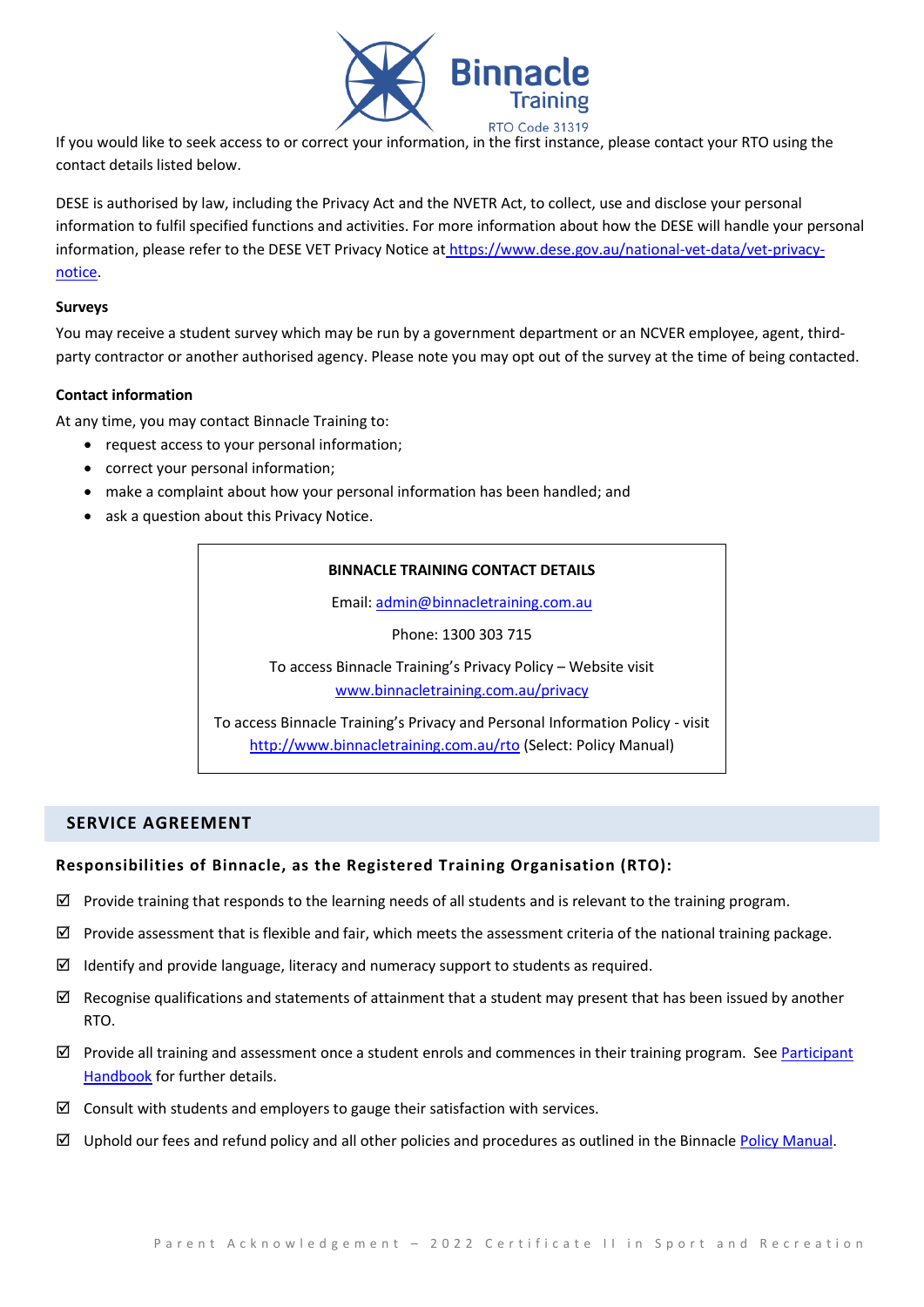If you would like to seek access to or correct your information, in the first instance, please contact your RTO using the contact details listed below.

DESE is authorised by law, including the Privacy Act and the NVETR Act, to collect, use and disclose your personal information to fulfil specified functions and activities. For more information about how the DESE will handle your personal information, please refer to the DESE VET Privacy Notice at [https://www.dese.gov.au/national-vet-data/vet-privacy-notice](https://www.dese.gov.au/national-vet-data/vet-privacy-notice).

**Surveys**

You may receive a student survey which may be run by a government department or an NCVER employee, agent, third-party contractor or another authorised agency. Please note you may opt out of the survey at the time of being contacted.

**Contact information**

At any time, you may contact Binnacle Training to:

- request access to your personal information;
- correct your personal information;
- make a complaint about how your personal information has been handled; and
- ask a question about this Privacy Notice.

**BINNACLE TRAINING CONTACT DETAILS**

Email: admin@binnacletraining.com.au

Phone: 1300 303 715

To access Binnacle Training's Privacy Policy – Website visit www.binnacletraining.com.au/privacy

To access Binnacle Training's Privacy and Personal Information Policy - visit http://www.binnacletraining.com.au/rto (Select: Policy Manual)

## SERVICE AGREEMENT

### Responsibilities of Binnacle, as the Registered Training Organisation (RTO):

- ☑ Provide training that responds to the learning needs of all students and is relevant to the training program.
- ☑ Provide assessment that is flexible and fair, which meets the assessment criteria of the national training package.
- ☑ Identify and provide language, literacy and numeracy support to students as required.
- ☑ Recognise qualifications and statements of attainment that a student may present that has been issued by another RTO.
- ☑ Provide all training and assessment once a student enrols and commences in their training program. See Participant Handbook for further details.
- ☑ Consult with students and employers to gauge their satisfaction with services.
- ☑ Uphold our fees and refund policy and all other policies and procedures as outlined in the Binnacle Policy Manual.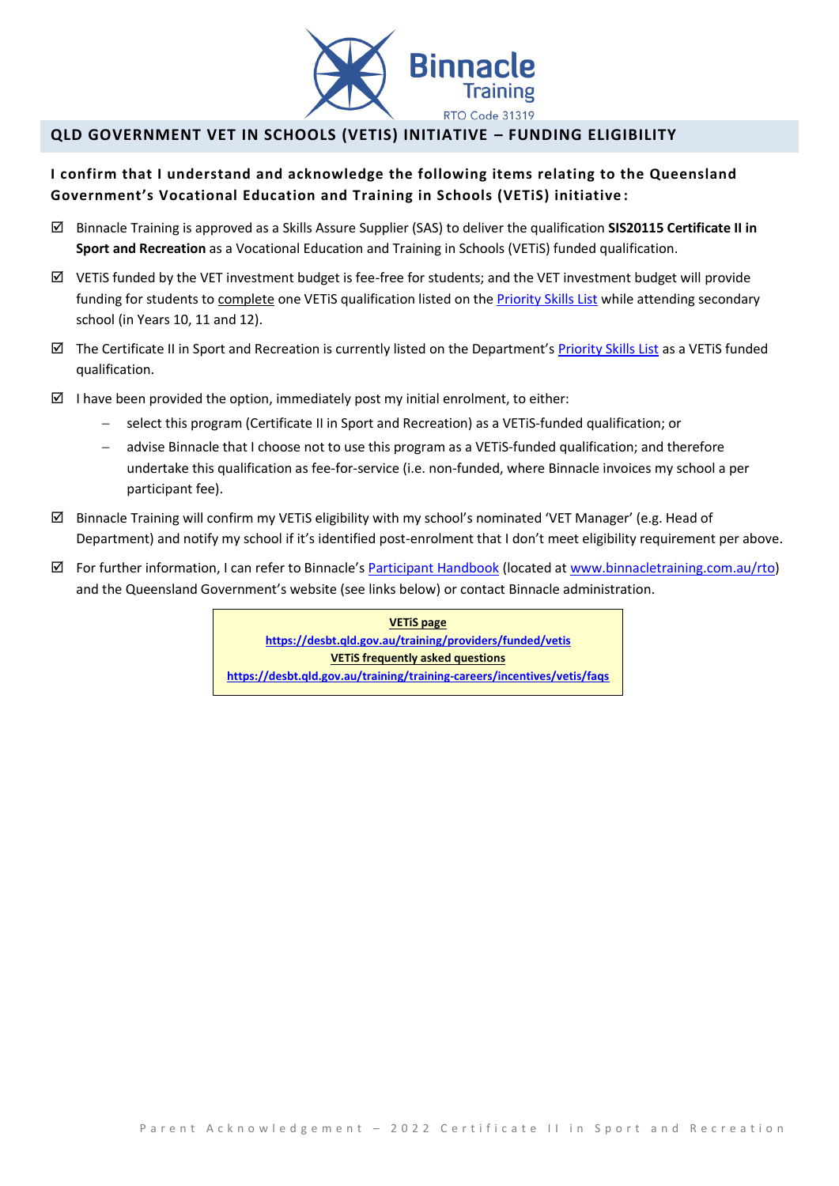Binnacle Training

RTO Code 31319

## QLD GOVERNMENT VET IN SCHOOLS (VETIS) INITIATIVE – FUNDING ELIGIBILITY

**I confirm that I understand and acknowledge the following items relating to the Queensland Government's Vocational Education and Training in Schools (VETiS) initiative:**

- ☑ Binnacle Training is approved as a Skills Assure Supplier (SAS) to deliver the qualification **SIS20115 Certificate II in Sport and Recreation** as a Vocational Education and Training in Schools (VETiS) funded qualification.
- ☑ VETiS funded by the VET investment budget is fee-free for students; and the VET investment budget will provide funding for students to complete one VETiS qualification listed on the Priority Skills List while attending secondary school (in Years 10, 11 and 12).
- ☑ The Certificate II in Sport and Recreation is currently listed on the Department's Priority Skills List as a VETiS funded qualification.
- ☑ I have been provided the option, immediately post my initial enrolment, to either:
  - select this program (Certificate II in Sport and Recreation) as a VETiS-funded qualification; or
  - advise Binnacle that I choose not to use this program as a VETiS-funded qualification; and therefore undertake this qualification as fee-for-service (i.e. non-funded, where Binnacle invoices my school a per participant fee).
- ☑ Binnacle Training will confirm my VETiS eligibility with my school's nominated 'VET Manager' (e.g. Head of Department) and notify my school if it's identified post-enrolment that I don't meet eligibility requirement per above.
- ☑ For further information, I can refer to Binnacle's Participant Handbook (located at www.binnacletraining.com.au/rto) and the Queensland Government's website (see links below) or contact Binnacle administration.

**VETiS page**
**https://desbt.qld.gov.au/training/providers/funded/vetis**
**VETiS frequently asked questions**
**https://desbt.qld.gov.au/training/training-careers/incentives/vetis/faqs**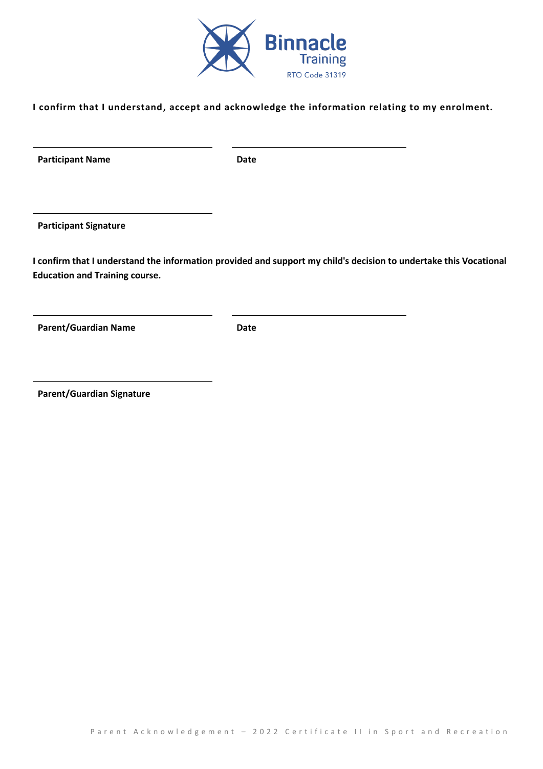Binnacle Training
RTO Code 31319

**I confirm that I understand, accept and acknowledge the information relating to my enrolment.**

**Participant Name** ______________________ **Date** ______________________

**Participant Signature** ______________________

**I confirm that I understand the information provided and support my child's decision to undertake this Vocational Education and Training course.**

**Parent/Guardian Name** ______________________ **Date** ______________________

**Parent/Guardian Signature** ______________________